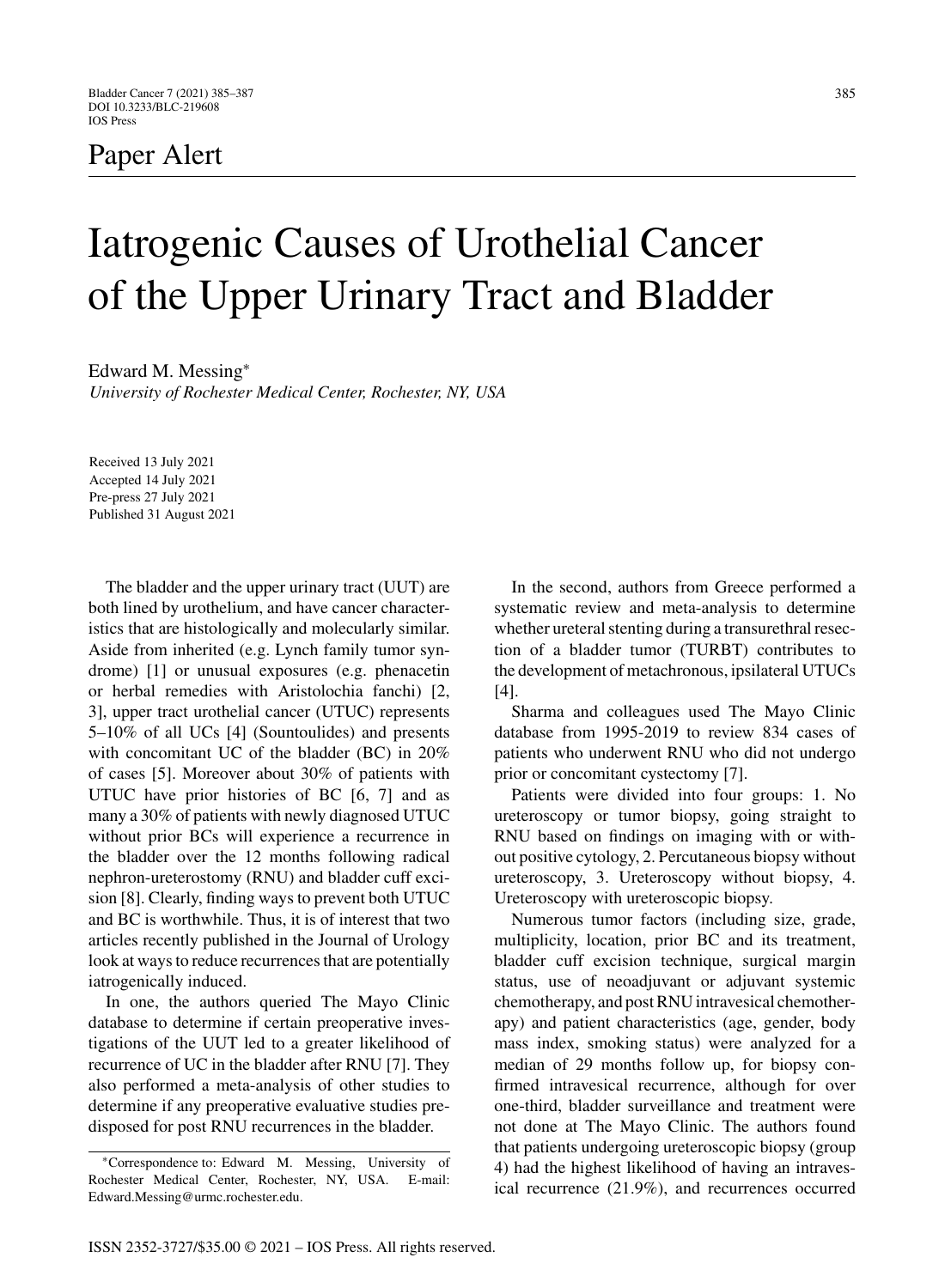# Paper Alert

# Iatrogenic Causes of Urothelial Cancer of the Upper Urinary Tract and Bladder

Edward M. Messing*

*University of Rochester Medical Center, Rochester, NY, USA*

Received 13 July 2021
Accepted 14 July 2021
Pre-press 27 July 2021
Published 31 August 2021

The bladder and the upper urinary tract (UUT) are both lined by urothelium, and have cancer characteristics that are histologically and molecularly similar. Aside from inherited (e.g. Lynch family tumor syndrome) [1] or unusual exposures (e.g. phenacetin or herbal remedies with Aristolochia fanchi) [2, 3], upper tract urothelial cancer (UTUC) represents 5–10% of all UCs [4] (Sountoulides) and presents with concomitant UC of the bladder (BC) in 20% of cases [5]. Moreover about 30% of patients with UTUC have prior histories of BC [6, 7] and as many a 30% of patients with newly diagnosed UTUC without prior BCs will experience a recurrence in the bladder over the 12 months following radical nephron-ureterostomy (RNU) and bladder cuff excision [8]. Clearly, finding ways to prevent both UTUC and BC is worthwhile. Thus, it is of interest that two articles recently published in the Journal of Urology look at ways to reduce recurrences that are potentially iatrogenically induced.

In one, the authors queried The Mayo Clinic database to determine if certain preoperative investigations of the UUT led to a greater likelihood of recurrence of UC in the bladder after RNU [7]. They also performed a meta-analysis of other studies to determine if any preoperative evaluative studies predisposed for post RNU recurrences in the bladder.

In the second, authors from Greece performed a systematic review and meta-analysis to determine whether ureteral stenting during a transurethral resection of a bladder tumor (TURBT) contributes to the development of metachronous, ipsilateral UTUCs [4].

Sharma and colleagues used The Mayo Clinic database from 1995-2019 to review 834 cases of patients who underwent RNU who did not undergo prior or concomitant cystectomy [7].

Patients were divided into four groups: 1. No ureteroscopy or tumor biopsy, going straight to RNU based on findings on imaging with or without positive cytology, 2. Percutaneous biopsy without ureteroscopy, 3. Ureteroscopy without biopsy, 4. Ureteroscopy with ureteroscopic biopsy.

Numerous tumor factors (including size, grade, multiplicity, location, prior BC and its treatment, bladder cuff excision technique, surgical margin status, use of neoadjuvant or adjuvant systemic chemotherapy, and post RNU intravesical chemotherapy) and patient characteristics (age, gender, body mass index, smoking status) were analyzed for a median of 29 months follow up, for biopsy confirmed intravesical recurrence, although for over one-third, bladder surveillance and treatment were not done at The Mayo Clinic. The authors found that patients undergoing ureteroscopic biopsy (group 4) had the highest likelihood of having an intravesical recurrence (21.9%), and recurrences occurred

*Correspondence to: Edward M. Messing, University of Rochester Medical Center, Rochester, NY, USA. E-mail: Edward.Messing@urmc.rochester.edu.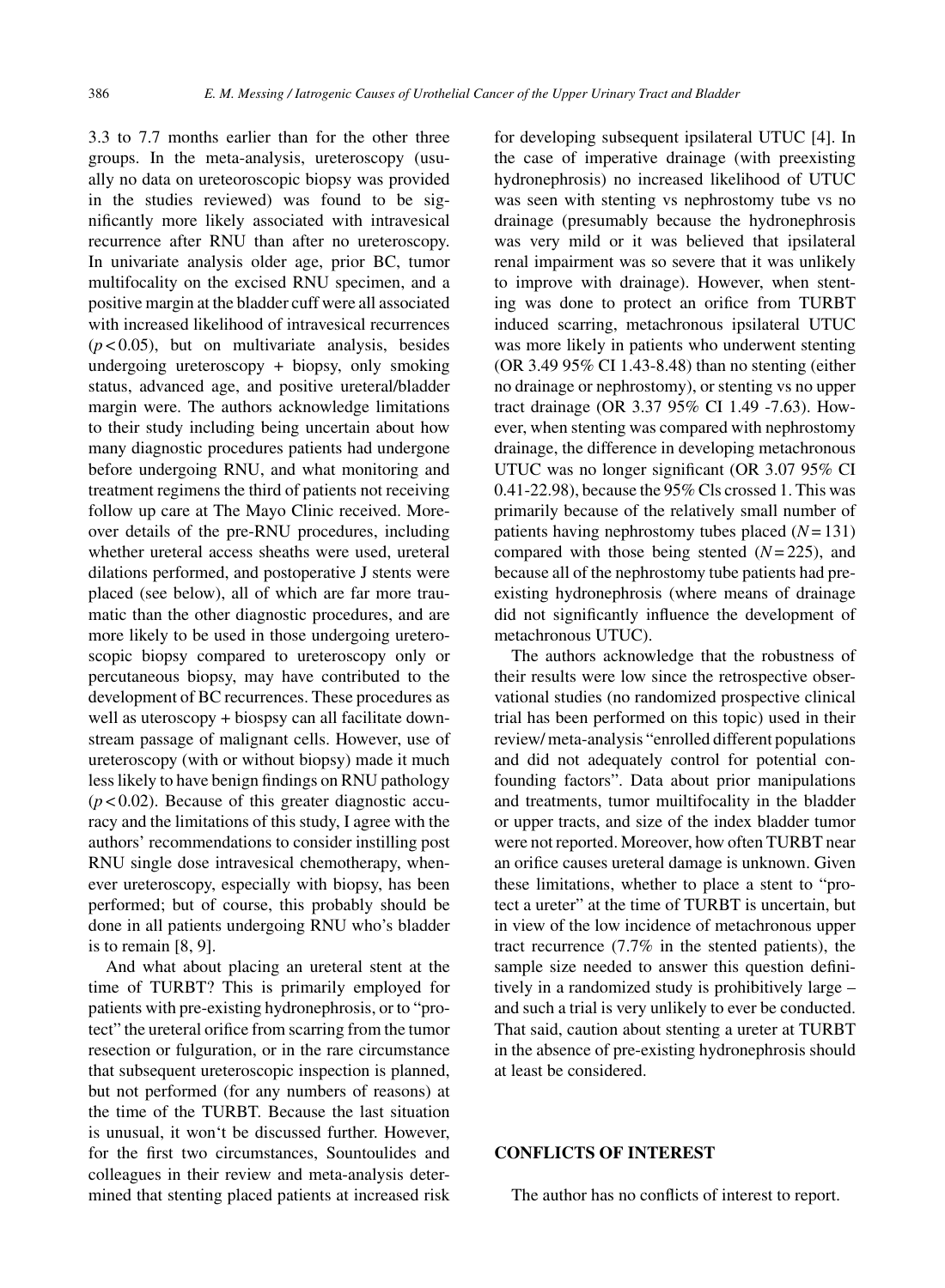3.3 to 7.7 months earlier than for the other three groups. In the meta-analysis, ureteroscopy (usually no data on ureteoroscopic biopsy was provided in the studies reviewed) was found to be significantly more likely associated with intravesical recurrence after RNU than after no ureteroscopy. In univariate analysis older age, prior BC, tumor multifocality on the excised RNU specimen, and a positive margin at the bladder cuff were all associated with increased likelihood of intravesical recurrences ($p < 0.05$), but on multivariate analysis, besides undergoing ureteroscopy + biopsy, only smoking status, advanced age, and positive ureteral/bladder margin were. The authors acknowledge limitations to their study including being uncertain about how many diagnostic procedures patients had undergone before undergoing RNU, and what monitoring and treatment regimens the third of patients not receiving follow up care at The Mayo Clinic received. Moreover details of the pre-RNU procedures, including whether ureteral access sheaths were used, ureteral dilations performed, and postoperative J stents were placed (see below), all of which are far more traumatic than the other diagnostic procedures, and are more likely to be used in those undergoing ureteroscopic biopsy compared to ureteroscopy only or percutaneous biopsy, may have contributed to the development of BC recurrences. These procedures as well as uteroscopy + biospsy can all facilitate downstream passage of malignant cells. However, use of ureteroscopy (with or without biopsy) made it much less likely to have benign findings on RNU pathology ($p < 0.02$). Because of this greater diagnostic accuracy and the limitations of this study, I agree with the authors' recommendations to consider instilling post RNU single dose intravesical chemotherapy, whenever ureteroscopy, especially with biopsy, has been performed; but of course, this probably should be done in all patients undergoing RNU who's bladder is to remain [8, 9].

And what about placing an ureteral stent at the time of TURBT? This is primarily employed for patients with pre-existing hydronephrosis, or to "protect" the ureteral orifice from scarring from the tumor resection or fulguration, or in the rare circumstance that subsequent ureteroscopic inspection is planned, but not performed (for any numbers of reasons) at the time of the TURBT. Because the last situation is unusual, it won't be discussed further. However, for the first two circumstances, Sountoulides and colleagues in their review and meta-analysis determined that stenting placed patients at increased risk for developing subsequent ipsilateral UTUC [4]. In the case of imperative drainage (with preexisting hydronephrosis) no increased likelihood of UTUC was seen with stenting vs nephrostomy tube vs no drainage (presumably because the hydronephrosis was very mild or it was believed that ipsilateral renal impairment was so severe that it was unlikely to improve with drainage). However, when stenting was done to protect an orifice from TURBT induced scarring, metachronous ipsilateral UTUC was more likely in patients who underwent stenting (OR 3.49 95% CI 1.43-8.48) than no stenting (either no drainage or nephrostomy), or stenting vs no upper tract drainage (OR 3.37 95% CI 1.49 -7.63). However, when stenting was compared with nephrostomy drainage, the difference in developing metachronous UTUC was no longer significant (OR 3.07 95% CI 0.41-22.98), because the 95% Cls crossed 1. This was primarily because of the relatively small number of patients having nephrostomy tubes placed ($N = 131$) compared with those being stented ($N = 225$), and because all of the nephrostomy tube patients had preexisting hydronephrosis (where means of drainage did not significantly influence the development of metachronous UTUC).

The authors acknowledge that the robustness of their results were low since the retrospective observational studies (no randomized prospective clinical trial has been performed on this topic) used in their review/ meta-analysis "enrolled different populations and did not adequately control for potential confounding factors". Data about prior manipulations and treatments, tumor muiltifocality in the bladder or upper tracts, and size of the index bladder tumor were not reported. Moreover, how often TURBT near an orifice causes ureteral damage is unknown. Given these limitations, whether to place a stent to "protect a ureter" at the time of TURBT is uncertain, but in view of the low incidence of metachronous upper tract recurrence (7.7% in the stented patients), the sample size needed to answer this question definitively in a randomized study is prohibitively large – and such a trial is very unlikely to ever be conducted. That said, caution about stenting a ureter at TURBT in the absence of pre-existing hydronephrosis should at least be considered.

## CONFLICTS OF INTEREST

The author has no conflicts of interest to report.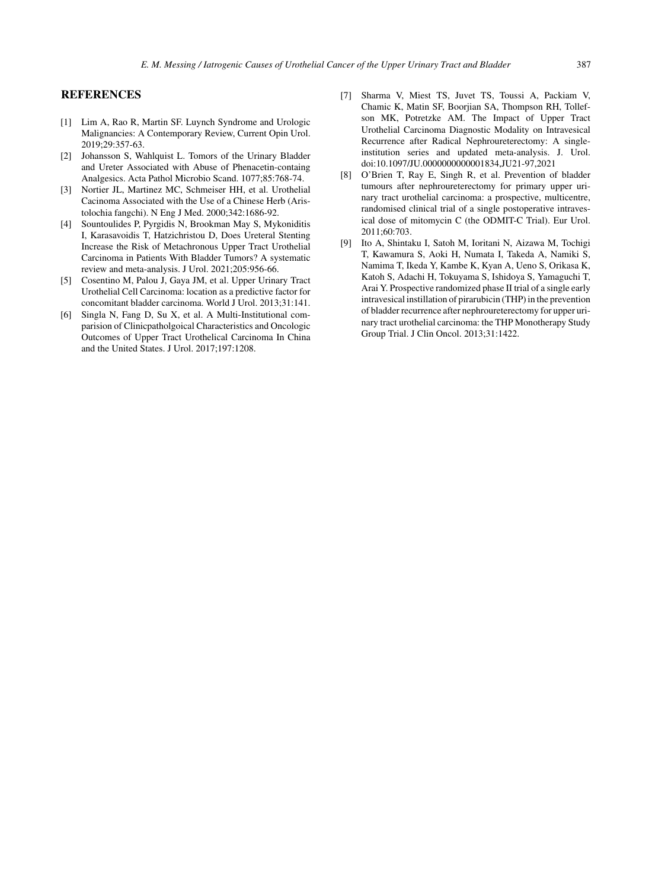## REFERENCES

[1] Lim A, Rao R, Martin SF. Luynch Syndrome and Urologic Malignancies: A Contemporary Review, Current Opin Urol. 2019;29:357-63.

[2] Johansson S, Wahlquist L. Tomors of the Urinary Bladder and Ureter Associated with Abuse of Phenacetin-containg Analgesics. Acta Pathol Microbio Scand. 1077;85:768-74.

[3] Nortier JL, Martinez MC, Schmeiser HH, et al. Urothelial Cacinoma Associated with the Use of a Chinese Herb (Aristolochia fangchi). N Eng J Med. 2000;342:1686-92.

[4] Sountoulides P, Pyrgidis N, Brookman May S, Mykoniditis I, Karasavoidis T, Hatzichristou D, Does Ureteral Stenting Increase the Risk of Metachronous Upper Tract Urothelial Carcinoma in Patients With Bladder Tumors? A systematic review and meta-analysis. J Urol. 2021;205:956-66.

[5] Cosentino M, Palou J, Gaya JM, et al. Upper Urinary Tract Urothelial Cell Carcinoma: location as a predictive factor for concomitant bladder carcinoma. World J Urol. 2013;31:141.

[6] Singla N, Fang D, Su X, et al. A Multi-Institutional comparision of Clinicpatholgoical Characteristics and Oncologic Outcomes of Upper Tract Urothelical Carcinoma In China and the United States. J Urol. 2017;197:1208.

[7] Sharma V, Miest TS, Juvet TS, Toussi A, Packiam V, Chamic K, Matin SF, Boorjian SA, Thompson RH, Tollefson MK, Potretzke AM. The Impact of Upper Tract Urothelial Carcinoma Diagnostic Modality on Intravesical Recurrence after Radical Nephroureterectomy: A single-institution series and updated meta-analysis. J. Urol. doi:10.1097/JU.0000000000001834,JU21-97,2021

[8] O'Brien T, Ray E, Singh R, et al. Prevention of bladder tumours after nephroureterectomy for primary upper urinary tract urothelial carcinoma: a prospective, multicentre, randomised clinical trial of a single postoperative intravesical dose of mitomycin C (the ODMIT-C Trial). Eur Urol. 2011;60:703.

[9] Ito A, Shintaku I, Satoh M, Ioritani N, Aizawa M, Tochigi T, Kawamura S, Aoki H, Numata I, Takeda A, Namiki S, Namima T, Ikeda Y, Kambe K, Kyan A, Ueno S, Orikasa K, Katoh S, Adachi H, Tokuyama S, Ishidoya S, Yamaguchi T, Arai Y. Prospective randomized phase II trial of a single early intravesical instillation of pirarubicin (THP) in the prevention of bladder recurrence after nephroureterectomy for upper urinary tract urothelial carcinoma: the THP Monotherapy Study Group Trial. J Clin Oncol. 2013;31:1422.